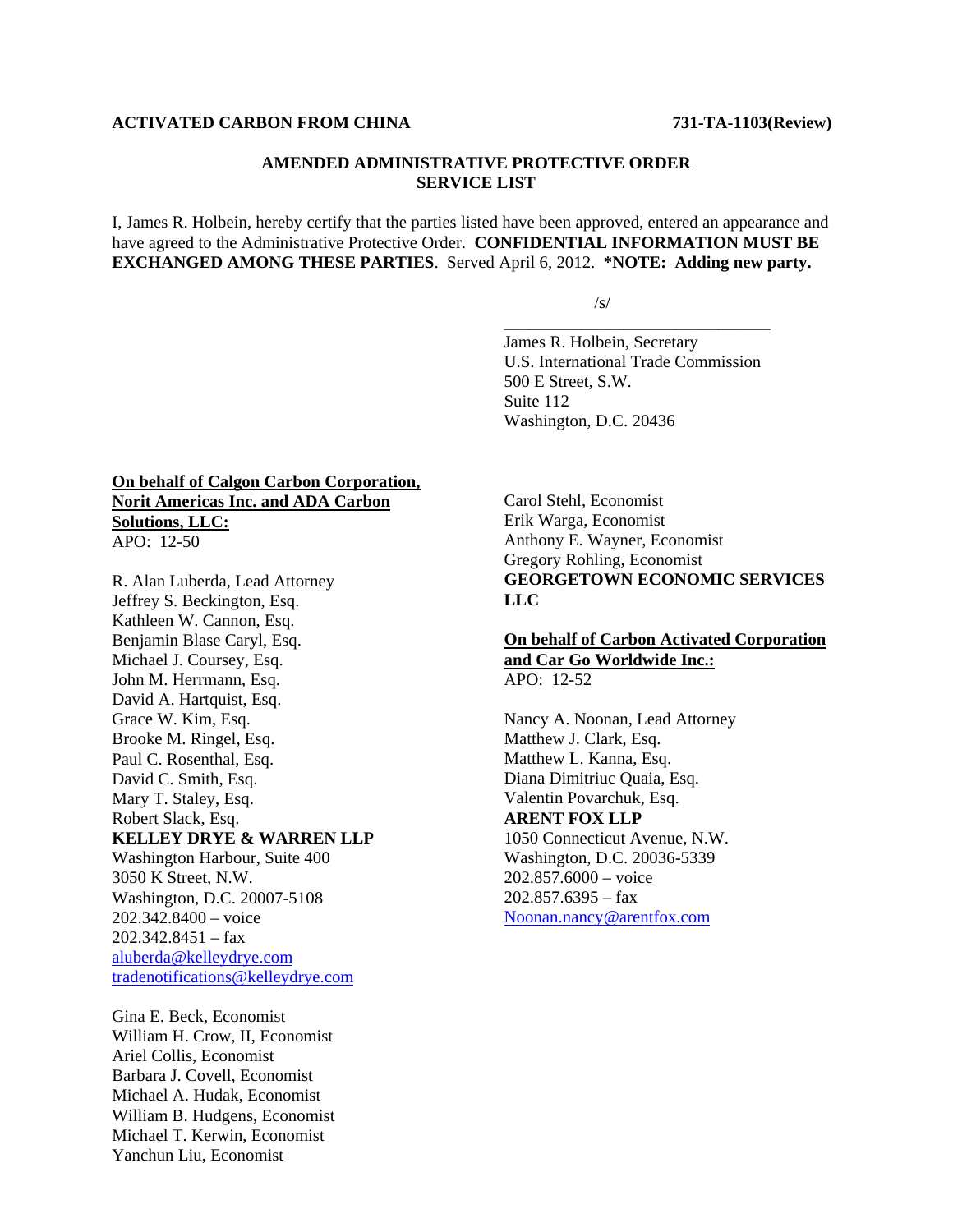**ACTIVATED CARBON FROM CHINA** **731-TA-1103(Review)**

**AMENDED ADMINISTRATIVE PROTECTIVE ORDER**
**SERVICE LIST**

I, James R. Holbein, hereby certify that the parties listed have been approved, entered an appearance and have agreed to the Administrative Protective Order. **CONFIDENTIAL INFORMATION MUST BE EXCHANGED AMONG THESE PARTIES**. Served April 6, 2012. ***NOTE: Adding new party.**

/s/
________________________________
James R. Holbein, Secretary
U.S. International Trade Commission
500 E Street, S.W.
Suite 112
Washington, D.C. 20436

**On behalf of Calgon Carbon Corporation, Norit Americas Inc. and ADA Carbon Solutions, LLC:**
APO: 12-50

R. Alan Luberda, Lead Attorney
Jeffrey S. Beckington, Esq.
Kathleen W. Cannon, Esq.
Benjamin Blase Caryl, Esq.
Michael J. Coursey, Esq.
John M. Herrmann, Esq.
David A. Hartquist, Esq.
Grace W. Kim, Esq.
Brooke M. Ringel, Esq.
Paul C. Rosenthal, Esq.
David C. Smith, Esq.
Mary T. Staley, Esq.
Robert Slack, Esq.
**KELLEY DRYE & WARREN LLP**
Washington Harbour, Suite 400
3050 K Street, N.W.
Washington, D.C. 20007-5108
202.342.8400 – voice
202.342.8451 – fax
aluberda@kelleydrye.com
tradenotifications@kelleydrye.com

Gina E. Beck, Economist
William H. Crow, II, Economist
Ariel Collis, Economist
Barbara J. Covell, Economist
Michael A. Hudak, Economist
William B. Hudgens, Economist
Michael T. Kerwin, Economist
Yanchun Liu, Economist
Carol Stehl, Economist
Erik Warga, Economist
Anthony E. Wayner, Economist
Gregory Rohling, Economist
**GEORGETOWN ECONOMIC SERVICES LLC**

**On behalf of Carbon Activated Corporation and Car Go Worldwide Inc.:**
APO: 12-52

Nancy A. Noonan, Lead Attorney
Matthew J. Clark, Esq.
Matthew L. Kanna, Esq.
Diana Dimitriuc Quaia, Esq.
Valentin Povarchuk, Esq.
**ARENT FOX LLP**
1050 Connecticut Avenue, N.W.
Washington, D.C. 20036-5339
202.857.6000 – voice
202.857.6395 – fax
Noonan.nancy@arentfox.com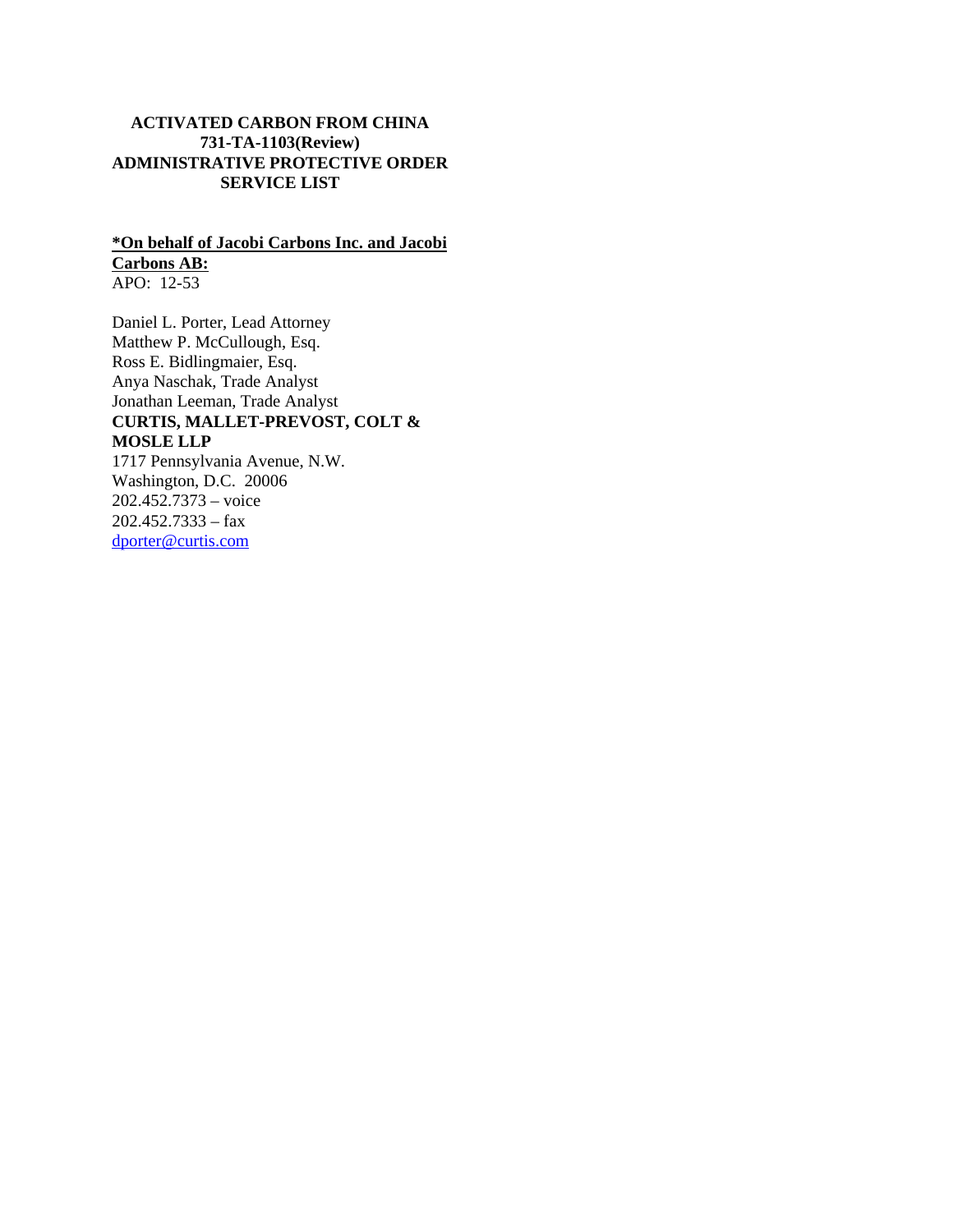**ACTIVATED CARBON FROM CHINA**
**731-TA-1103(Review)**
**ADMINISTRATIVE PROTECTIVE ORDER**
**SERVICE LIST**

**\*On behalf of Jacobi Carbons Inc. and Jacobi Carbons AB:**
APO: 12-53

Daniel L. Porter, Lead Attorney
Matthew P. McCullough, Esq.
Ross E. Bidlingmaier, Esq.
Anya Naschak, Trade Analyst
Jonathan Leeman, Trade Analyst
**CURTIS, MALLET-PREVOST, COLT & MOSLE LLP**
1717 Pennsylvania Avenue, N.W.
Washington, D.C. 20006
202.452.7373 – voice
202.452.7333 – fax
dporter@curtis.com